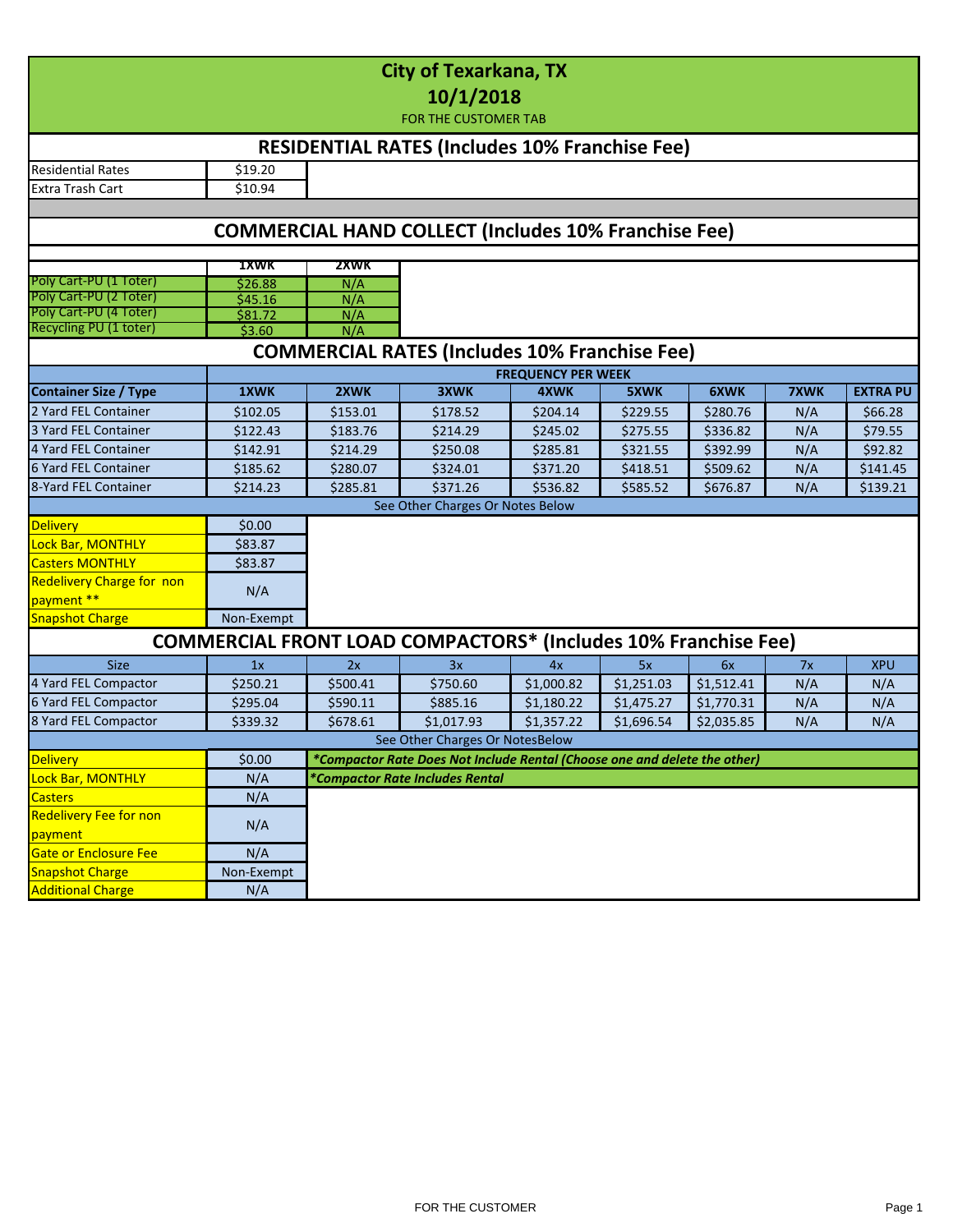# City of Texarkana, TX

## 10/1/2018

FOR THE CUSTOMER TAB

## RESIDENTIAL RATES (Includes 10% Franchise Fee)

| | |
|---|---|
| Residential Rates | $19.20 |
| Extra Trash Cart | $10.94 |

## COMMERCIAL HAND COLLECT (Includes 10% Franchise Fee)

| | 1XWK | 2XWK |
|---|---|---|
| Poly Cart-PU (1 Toter) | $26.88 | N/A |
| Poly Cart-PU (2 Toter) | $45.16 | N/A |
| Poly Cart-PU (4 Toter) | $81.72 | N/A |
| Recycling PU (1 toter) | $3.60 | N/A |

## COMMERCIAL RATES (Includes 10% Franchise Fee)

| | FREQUENCY PER WEEK | | | | | | | |
|---|---|---|---|---|---|---|---|---|
| **Container Size / Type** | **1XWK** | **2XWK** | **3XWK** | **4XWK** | **5XWK** | **6XWK** | **7XWK** | **EXTRA PU** |
| 2 Yard FEL Container | $102.05 | $153.01 | $178.52 | $204.14 | $229.55 | $280.76 | N/A | $66.28 |
| 3 Yard FEL Container | $122.43 | $183.76 | $214.29 | $245.02 | $275.55 | $336.82 | N/A | $79.55 |
| 4 Yard FEL Container | $142.91 | $214.29 | $250.08 | $285.81 | $321.55 | $392.99 | N/A | $92.82 |
| 6 Yard FEL Container | $185.62 | $280.07 | $324.01 | $371.20 | $418.51 | $509.62 | N/A | $141.45 |
| 8-Yard FEL Container | $214.23 | $285.81 | $371.26 | $536.82 | $585.52 | $676.87 | N/A | $139.21 |

See Other Charges Or Notes Below

| | |
|---|---|
| Delivery | $0.00 |
| Lock Bar, MONTHLY | $83.87 |
| Casters MONTHLY | $83.87 |
| Redelivery Charge for non payment ** | N/A |
| Snapshot Charge | Non-Exempt |

## COMMERCIAL FRONT LOAD COMPACTORS* (Includes 10% Franchise Fee)

| Size | 1x | 2x | 3x | 4x | 5x | 6x | 7x | XPU |
|---|---|---|---|---|---|---|---|---|
| 4 Yard FEL Compactor | $250.21 | $500.41 | $750.60 | $1,000.82 | $1,251.03 | $1,512.41 | N/A | N/A |
| 6 Yard FEL Compactor | $295.04 | $590.11 | $885.16 | $1,180.22 | $1,475.27 | $1,770.31 | N/A | N/A |
| 8 Yard FEL Compactor | $339.32 | $678.61 | $1,017.93 | $1,357.22 | $1,696.54 | $2,035.85 | N/A | N/A |

See Other Charges Or NotesBelow

| | |
|---|---|
| Delivery | $0.00 |
| Lock Bar, MONTHLY | N/A |
| Casters | N/A |
| Redelivery Fee for non payment | N/A |
| Gate or Enclosure Fee | N/A |
| Snapshot Charge | Non-Exempt |
| Additional Charge | N/A |

***Compactor Rate Does Not Include Rental (Choose one and delete the other)***

***Compactor Rate Includes Rental***

FOR THE CUSTOMER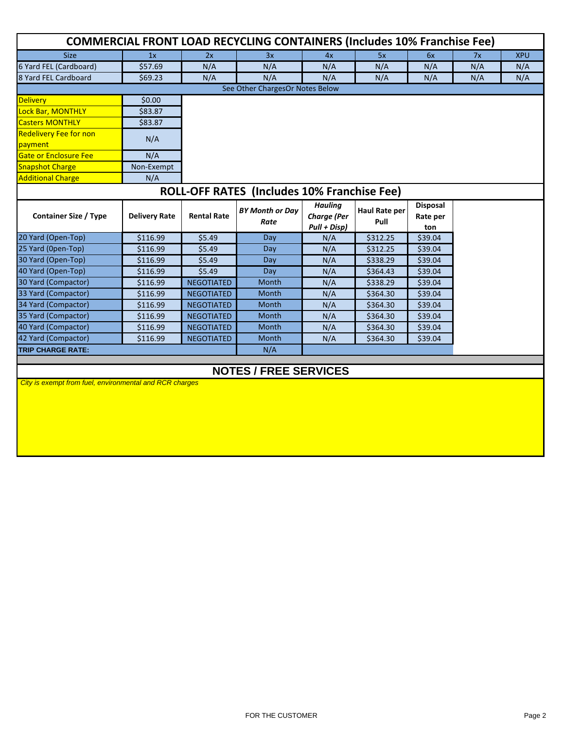## COMMERCIAL FRONT LOAD RECYCLING CONTAINERS (Includes 10% Franchise Fee)

| Size | 1x | 2x | 3x | 4x | 5x | 6x | 7x | XPU |
|---|---|---|---|---|---|---|---|---|
| 6 Yard FEL (Cardboard) | $57.69 | N/A | N/A | N/A | N/A | N/A | N/A | N/A |
| 8 Yard FEL Cardboard | $69.23 | N/A | N/A | N/A | N/A | N/A | N/A | N/A |

See Other ChargesOr Notes Below

| | |
|---|---|
| Delivery | $0.00 |
| Lock Bar, MONTHLY | $83.87 |
| Casters MONTHLY | $83.87 |
| Redelivery Fee for non payment | N/A |
| Gate or Enclosure Fee | N/A |
| Snapshot Charge | Non-Exempt |
| Additional Charge | N/A |

## ROLL-OFF RATES (Includes 10% Franchise Fee)

| Container Size / Type | Delivery Rate | Rental Rate | *BY Month or Day Rate* | *Hauling Charge (Per Pull + Disp)* | Haul Rate per Pull | Disposal Rate per ton |
|---|---|---|---|---|---|---|
| 20 Yard (Open-Top) | $116.99 | $5.49 | Day | N/A | $312.25 | $39.04 |
| 25 Yard (Open-Top) | $116.99 | $5.49 | Day | N/A | $312.25 | $39.04 |
| 30 Yard (Open-Top) | $116.99 | $5.49 | Day | N/A | $338.29 | $39.04 |
| 40 Yard (Open-Top) | $116.99 | $5.49 | Day | N/A | $364.43 | $39.04 |
| 30 Yard (Compactor) | $116.99 | NEGOTIATED | Month | N/A | $338.29 | $39.04 |
| 33 Yard (Compactor) | $116.99 | NEGOTIATED | Month | N/A | $364.30 | $39.04 |
| 34 Yard (Compactor) | $116.99 | NEGOTIATED | Month | N/A | $364.30 | $39.04 |
| 35 Yard (Compactor) | $116.99 | NEGOTIATED | Month | N/A | $364.30 | $39.04 |
| 40 Yard (Compactor) | $116.99 | NEGOTIATED | Month | N/A | $364.30 | $39.04 |
| 42 Yard (Compactor) | $116.99 | NEGOTIATED | Month | N/A | $364.30 | $39.04 |
| **TRIP CHARGE RATE:** | | | N/A | | | |

## NOTES / FREE SERVICES

*City is exempt from fuel, environmental and RCR charges*

FOR THE CUSTOMER